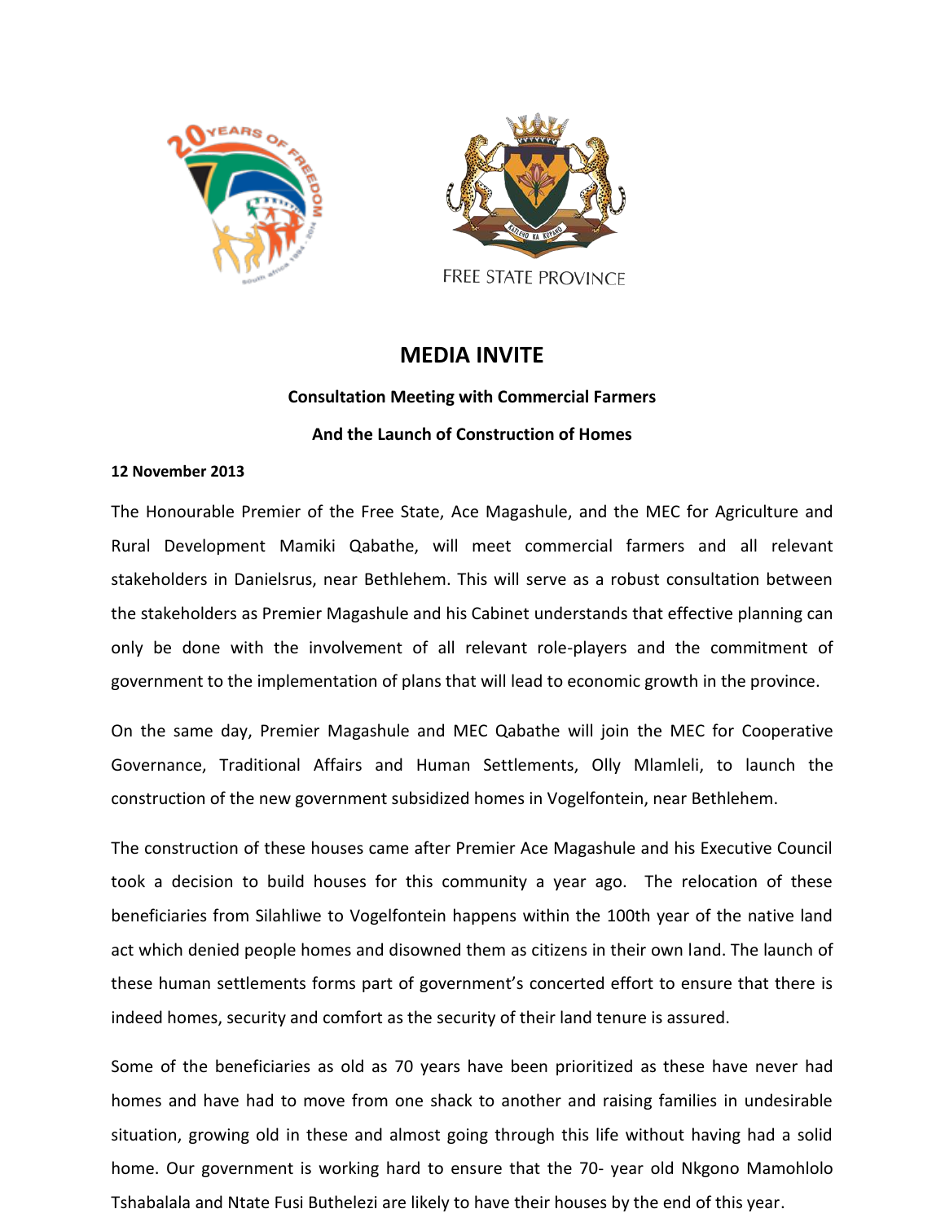FREE STATE PROVINCE

# MEDIA INVITE

**Consultation Meeting with Commercial Farmers**

**And the Launch of Construction of Homes**

**12 November 2013**

The Honourable Premier of the Free State, Ace Magashule, and the MEC for Agriculture and Rural Development Mamiki Qabathe, will meet commercial farmers and all relevant stakeholders in Danielsrus, near Bethlehem. This will serve as a robust consultation between the stakeholders as Premier Magashule and his Cabinet understands that effective planning can only be done with the involvement of all relevant role-players and the commitment of government to the implementation of plans that will lead to economic growth in the province.

On the same day, Premier Magashule and MEC Qabathe will join the MEC for Cooperative Governance, Traditional Affairs and Human Settlements, Olly Mlamleli, to launch the construction of the new government subsidized homes in Vogelfontein, near Bethlehem.

The construction of these houses came after Premier Ace Magashule and his Executive Council took a decision to build houses for this community a year ago. The relocation of these beneficiaries from Silahliwe to Vogelfontein happens within the 100th year of the native land act which denied people homes and disowned them as citizens in their own land. The launch of these human settlements forms part of government's concerted effort to ensure that there is indeed homes, security and comfort as the security of their land tenure is assured.

Some of the beneficiaries as old as 70 years have been prioritized as these have never had homes and have had to move from one shack to another and raising families in undesirable situation, growing old in these and almost going through this life without having had a solid home. Our government is working hard to ensure that the 70- year old Nkgono Mamohlolo Tshabalala and Ntate Fusi Buthelezi are likely to have their houses by the end of this year.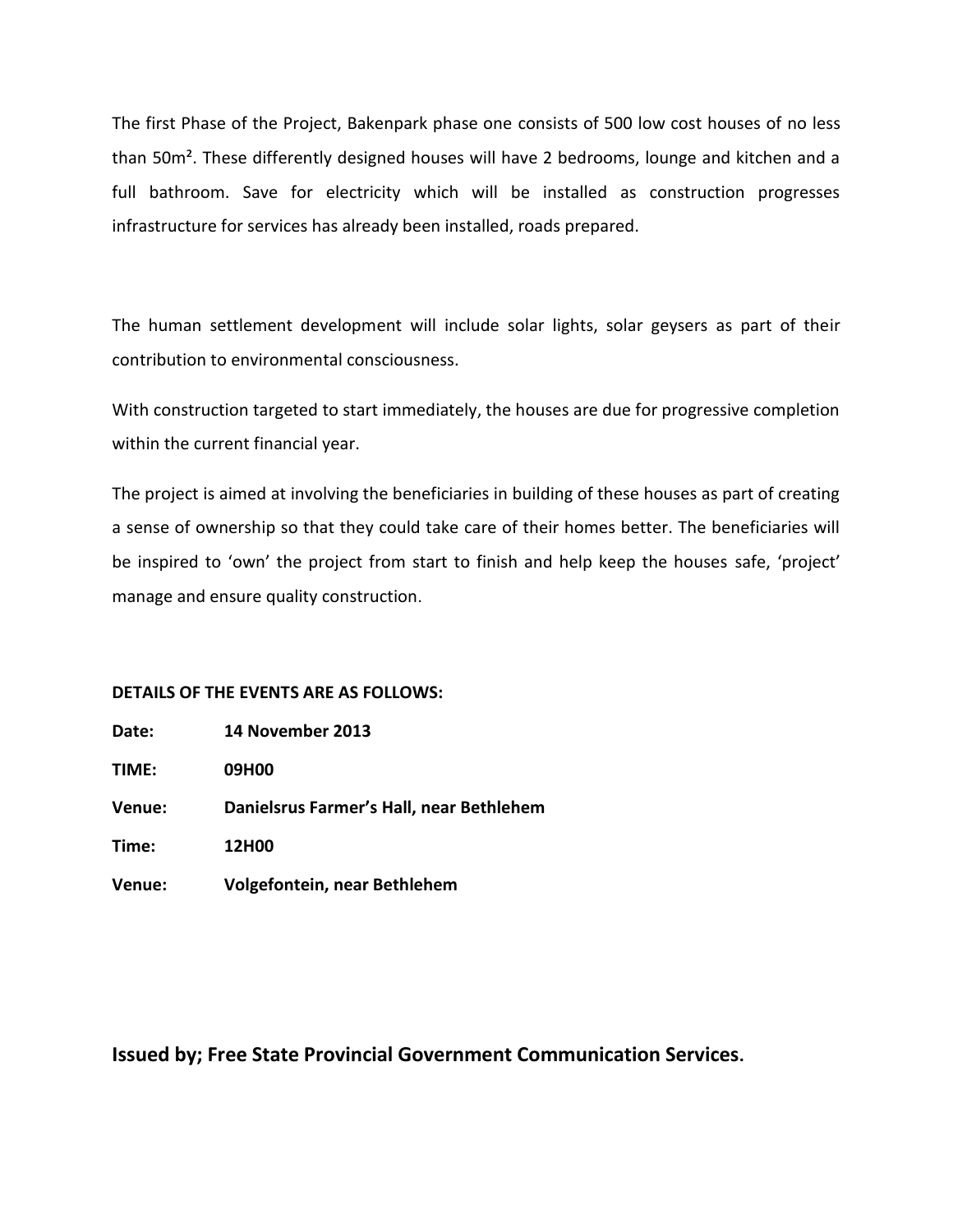The first Phase of the Project, Bakenpark phase one consists of 500 low cost houses of no less than 50m². These differently designed houses will have 2 bedrooms, lounge and kitchen and a full bathroom. Save for electricity which will be installed as construction progresses infrastructure for services has already been installed, roads prepared.

The human settlement development will include solar lights, solar geysers as part of their contribution to environmental consciousness.

With construction targeted to start immediately, the houses are due for progressive completion within the current financial year.

The project is aimed at involving the beneficiaries in building of these houses as part of creating a sense of ownership so that they could take care of their homes better. The beneficiaries will be inspired to 'own' the project from start to finish and help keep the houses safe, 'project' manage and ensure quality construction.

**DETAILS OF THE EVENTS ARE AS FOLLOWS:**

**Date:** **14 November 2013**

**TIME:** **09H00**

**Venue:** **Danielsrus Farmer's Hall, near Bethlehem**

**Time:** **12H00**

**Venue:** **Volgefontein, near Bethlehem**

## Issued by; Free State Provincial Government Communication Services.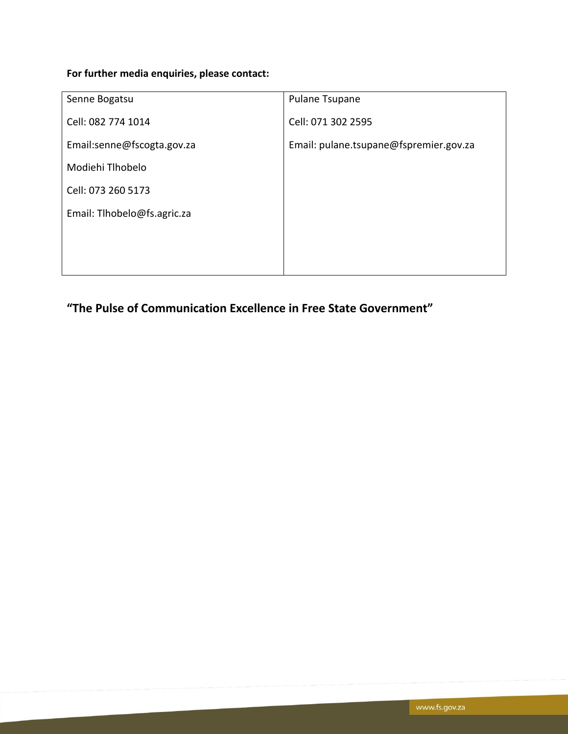**For further media enquiries, please contact:**

| | |
|---|---|
| Senne Bogatsu<br><br>Cell: 082 774 1014<br><br>Email:senne@fscogta.gov.za<br><br>Modiehi Tlhobelo<br><br>Cell: 073 260 5173<br><br>Email: Tlhobelo@fs.agric.za | Pulane Tsupane<br><br>Cell: 071 302 2595<br><br>Email: pulane.tsupane@fspremier.gov.za |

## "The Pulse of Communication Excellence in Free State Government"